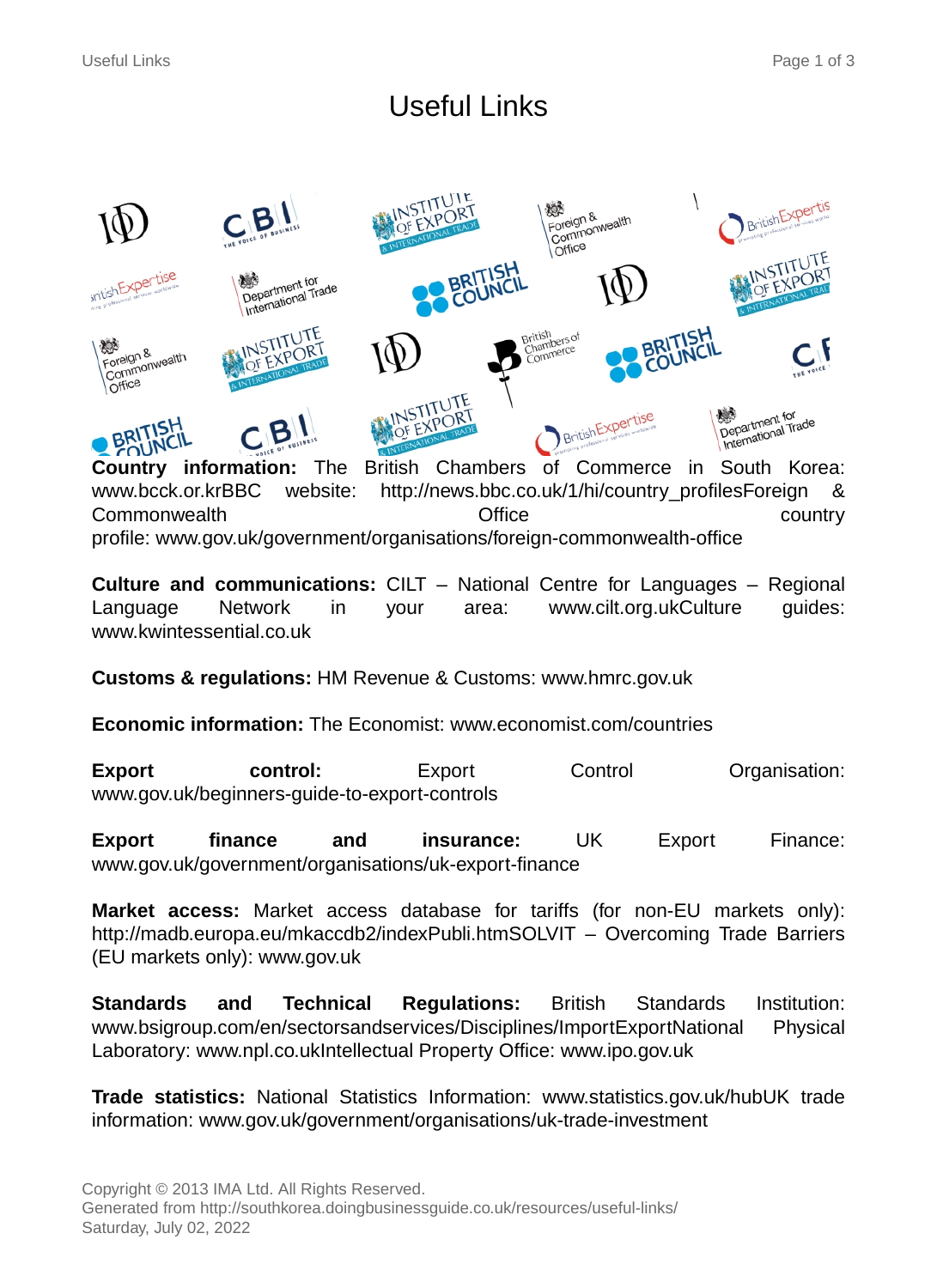# Useful Links

**Country information:** The British Chambers of Commerce in South Korea: www.bcck.or.krBBC website: http://news.bbc.co.uk/1/hi/country_profilesForeign & Commonwealth Office country profile: www.gov.uk/government/organisations/foreign-commonwealth-office

**Culture and communications:** CILT – National Centre for Languages – Regional Language Network in your area: www.cilt.org.ukCulture guides: www.kwintessential.co.uk

**Customs & regulations:** HM Revenue & Customs: www.hmrc.gov.uk

**Economic information:** The Economist: www.economist.com/countries

**Export control:** Export Control Organisation: www.gov.uk/beginners-guide-to-export-controls

**Export finance and insurance:** UK Export Finance: www.gov.uk/government/organisations/uk-export-finance

**Market access:** Market access database for tariffs (for non-EU markets only): http://madb.europa.eu/mkaccdb2/indexPubli.htmSOLVIT – Overcoming Trade Barriers (EU markets only): www.gov.uk

**Standards and Technical Regulations:** British Standards Institution: www.bsigroup.com/en/sectorsandservices/Disciplines/ImportExportNational Physical Laboratory: www.npl.co.ukIntellectual Property Office: www.ipo.gov.uk

**Trade statistics:** National Statistics Information: www.statistics.gov.uk/hubUK trade information: www.gov.uk/government/organisations/uk-trade-investment

Copyright © 2013 IMA Ltd. All Rights Reserved.
Generated from http://southkorea.doingbusinessguide.co.uk/resources/useful-links/
Saturday, July 02, 2022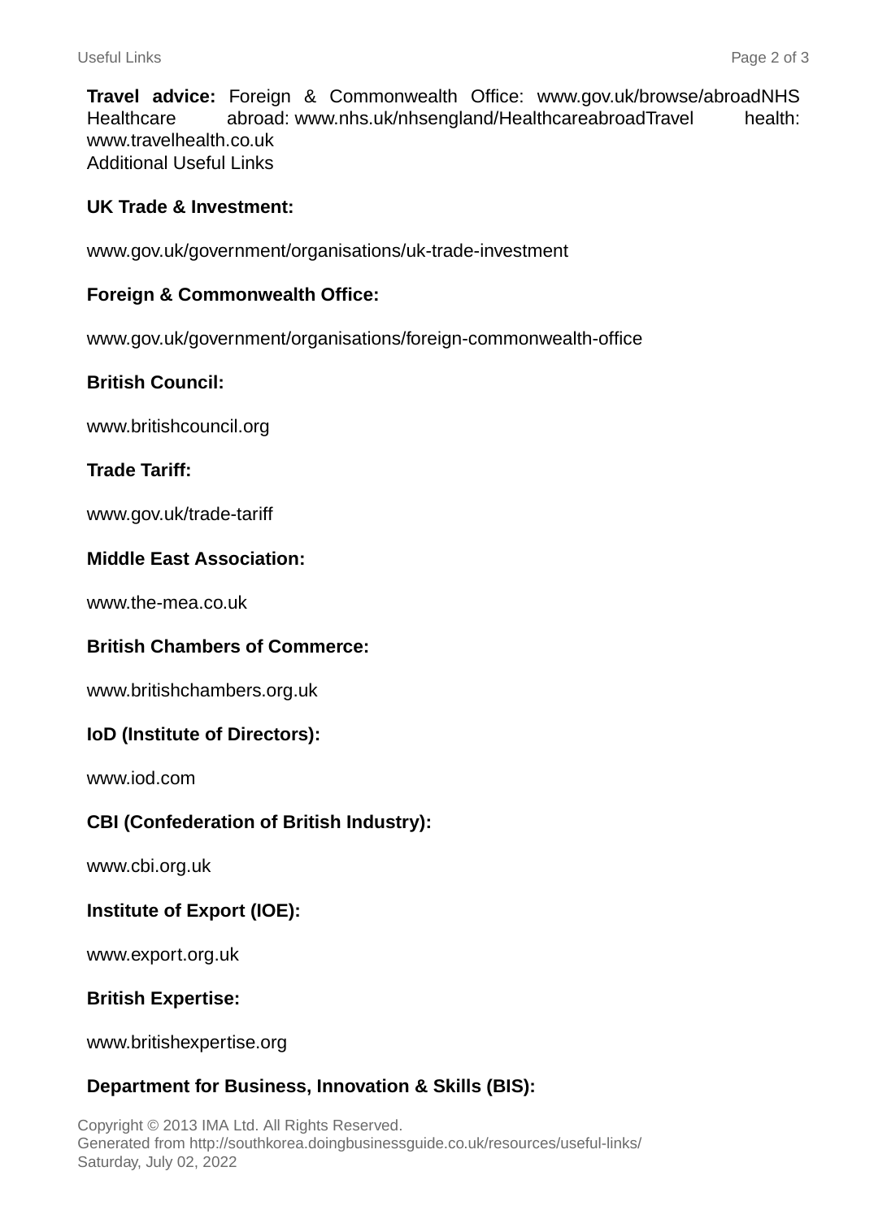**Travel advice:** Foreign & Commonwealth Office: www.gov.uk/browse/abroadNHS Healthcare abroad: www.nhs.uk/nhsengland/HealthcareabroadTravel health: www.travelhealth.co.uk
Additional Useful Links

**UK Trade & Investment:**

www.gov.uk/government/organisations/uk-trade-investment

**Foreign & Commonwealth Office:**

www.gov.uk/government/organisations/foreign-commonwealth-office

**British Council:**

www.britishcouncil.org

**Trade Tariff:**

www.gov.uk/trade-tariff

**Middle East Association:**

www.the-mea.co.uk

**British Chambers of Commerce:**

www.britishchambers.org.uk

**IoD (Institute of Directors):**

www.iod.com

**CBI (Confederation of British Industry):**

www.cbi.org.uk

**Institute of Export (IOE):**

www.export.org.uk

**British Expertise:**

www.britishexpertise.org

**Department for Business, Innovation & Skills (BIS):**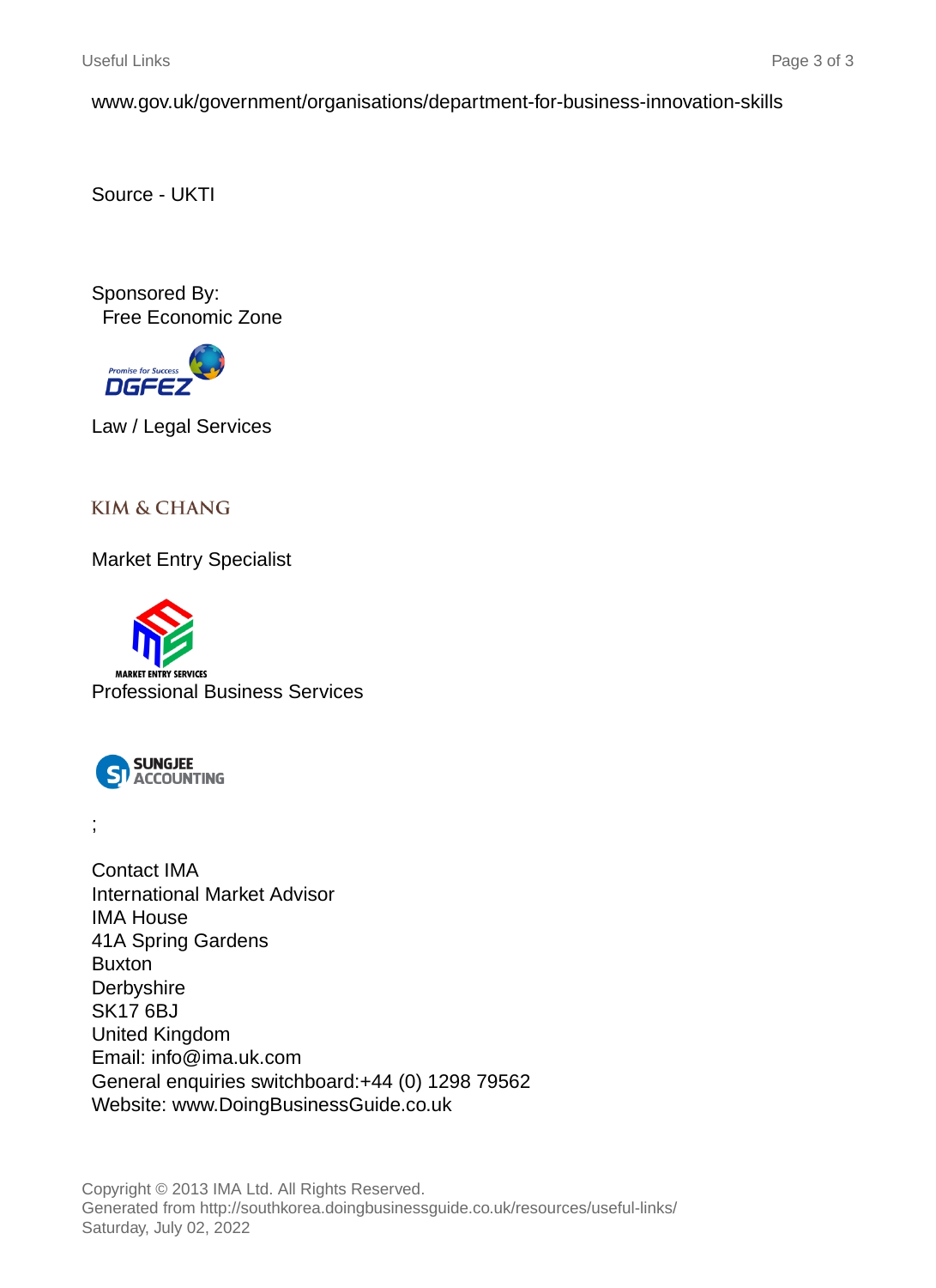www.gov.uk/government/organisations/department-for-business-innovation-skills

Source - UKTI

Sponsored By:
Free Economic Zone

Promise for Success
DGFEZ

Law / Legal Services

KIM & CHANG

Market Entry Specialist

MARKET ENTRY SERVICES

Professional Business Services

SUNGJEE ACCOUNTING

;

Contact IMA
International Market Advisor
IMA House
41A Spring Gardens
Buxton
Derbyshire
SK17 6BJ
United Kingdom
Email: info@ima.uk.com
General enquiries switchboard:+44 (0) 1298 79562
Website: www.DoingBusinessGuide.co.uk

Copyright © 2013 IMA Ltd. All Rights Reserved.
Generated from http://southkorea.doingbusinessguide.co.uk/resources/useful-links/
Saturday, July 02, 2022